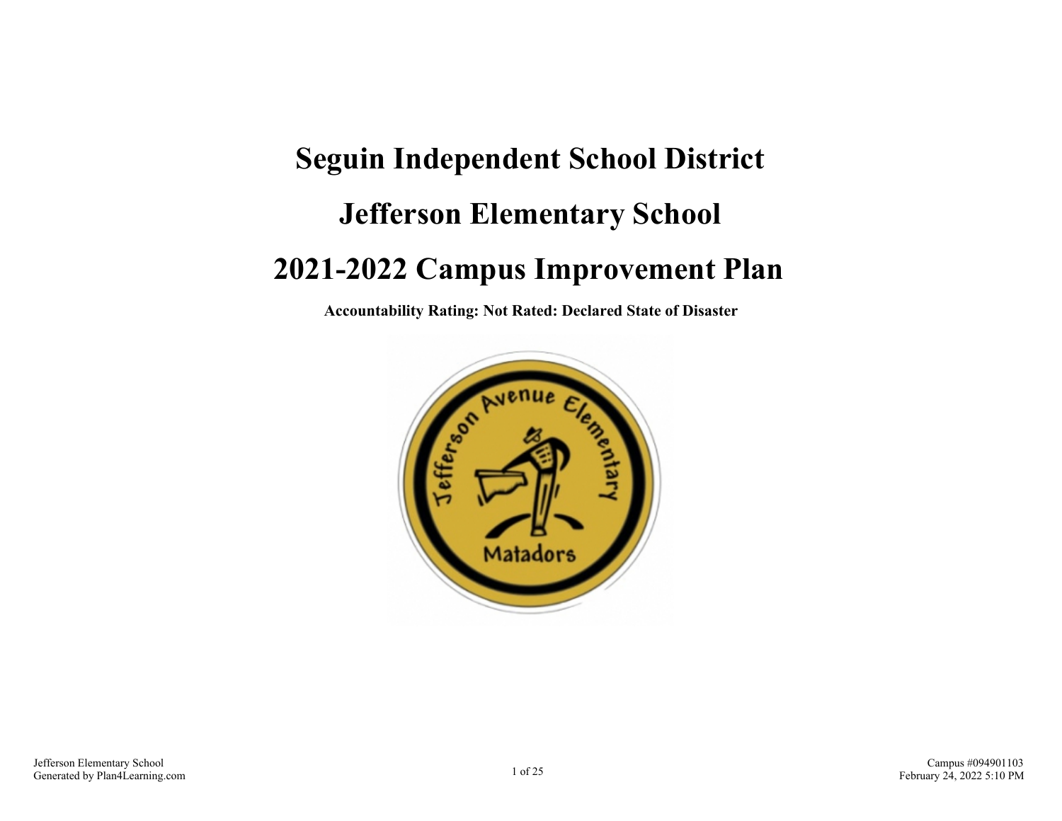# Seguin Independent School District

# Jefferson Elementary School

# 2021-2022 Campus Improvement Plan

**Accountability Rating: Not Rated: Declared State of Disaster**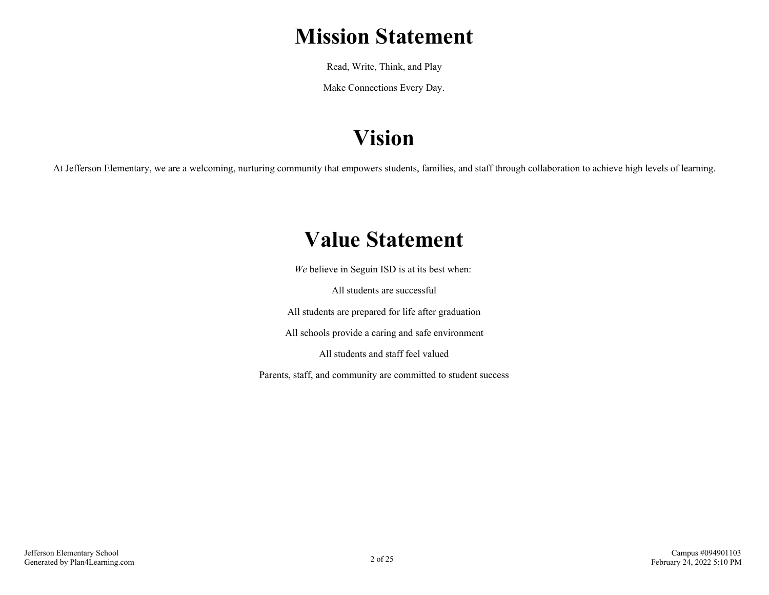# Mission Statement

Read, Write, Think, and Play

Make Connections Every Day.

# Vision

At Jefferson Elementary, we are a welcoming, nurturing community that empowers students, families, and staff through collaboration to achieve high levels of learning.

# Value Statement

*We* believe in Seguin ISD is at its best when:

All students are successful

All students are prepared for life after graduation

All schools provide a caring and safe environment

All students and staff feel valued

Parents, staff, and community are committed to student success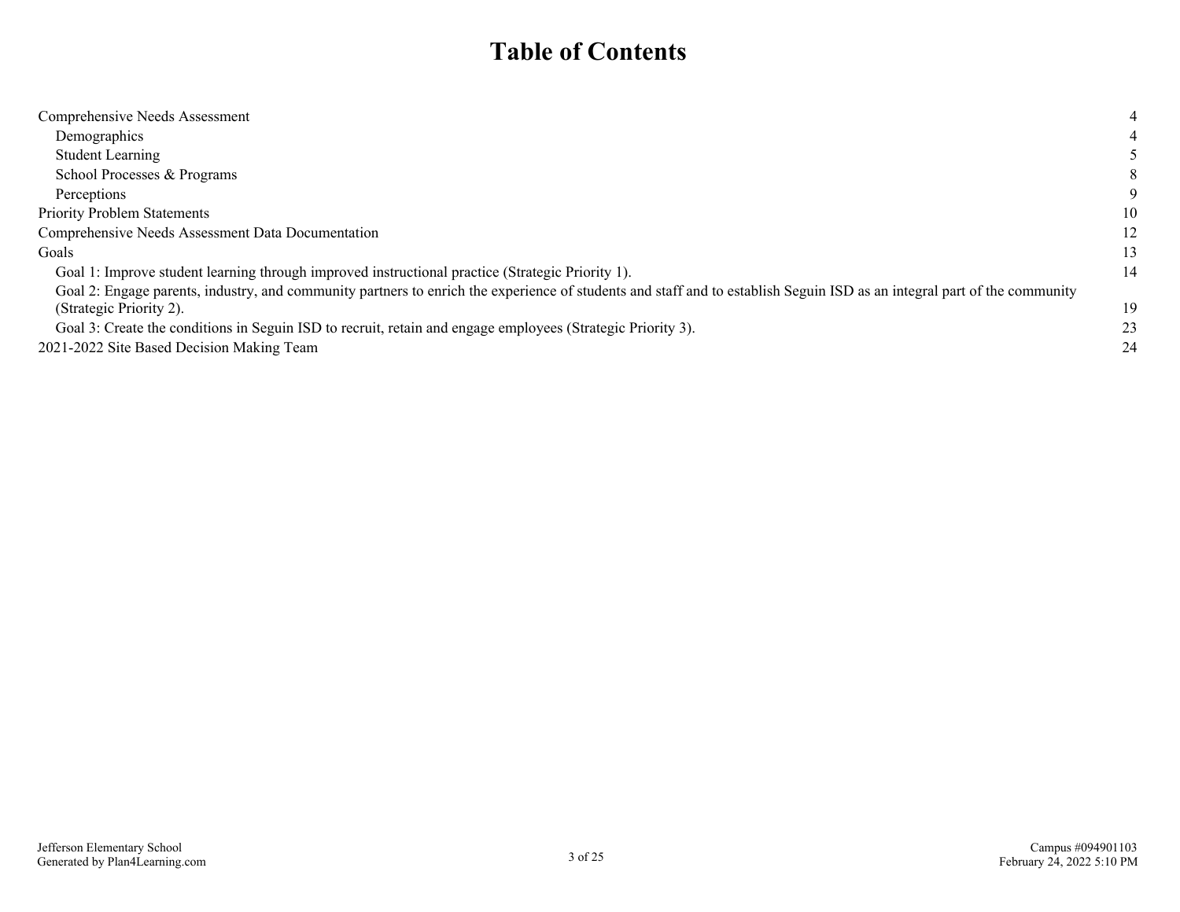# Table of Contents

| | |
|---|---|
| Comprehensive Needs Assessment | 4 |
| Demographics | 4 |
| Student Learning | 5 |
| School Processes & Programs | 8 |
| Perceptions | 9 |
| Priority Problem Statements | 10 |
| Comprehensive Needs Assessment Data Documentation | 12 |
| Goals | 13 |
| Goal 1: Improve student learning through improved instructional practice (Strategic Priority 1). | 14 |
| Goal 2: Engage parents, industry, and community partners to enrich the experience of students and staff and to establish Seguin ISD as an integral part of the community (Strategic Priority 2). | 19 |
| Goal 3: Create the conditions in Seguin ISD to recruit, retain and engage employees (Strategic Priority 3). | 23 |
| 2021-2022 Site Based Decision Making Team | 24 |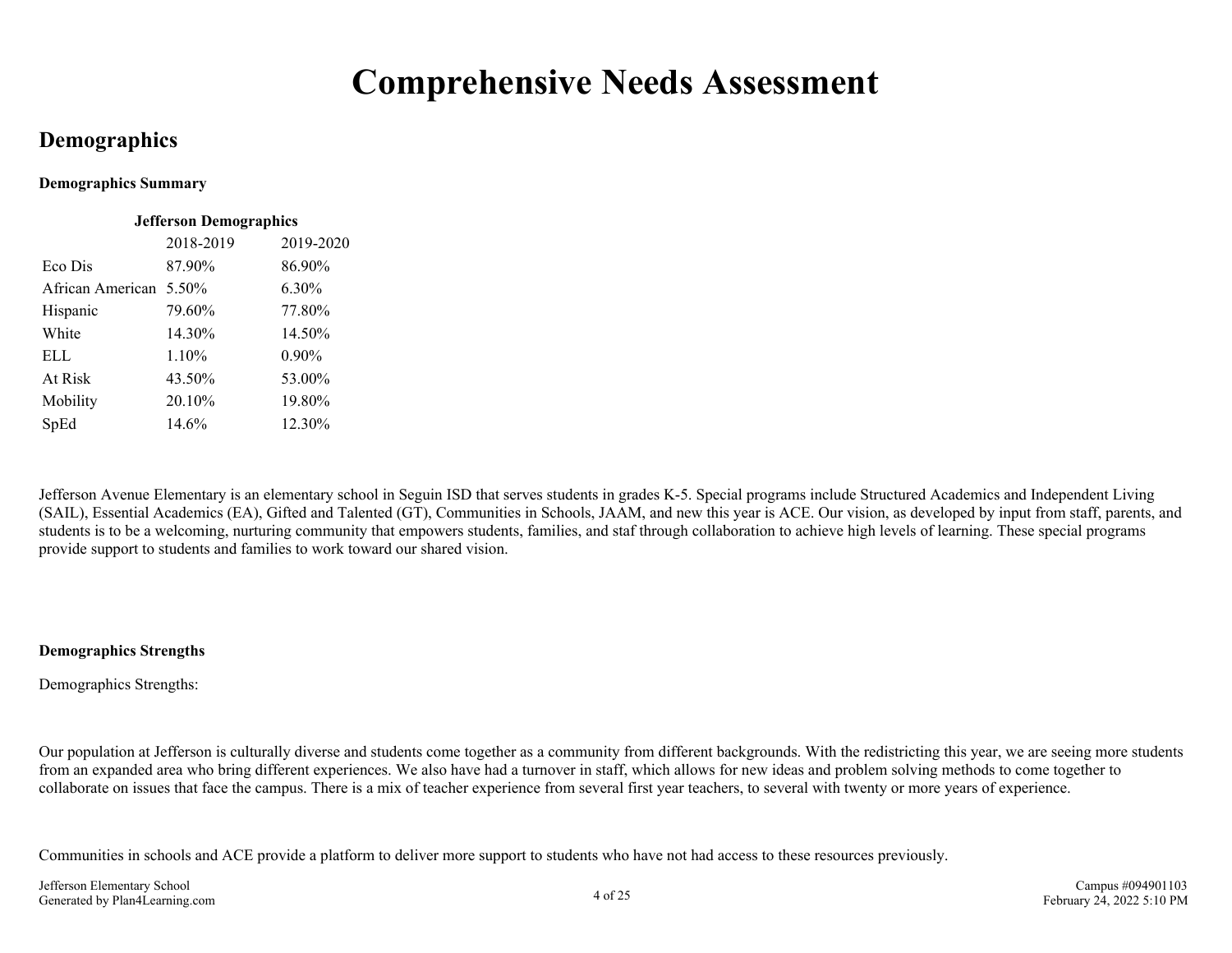# Comprehensive Needs Assessment

## Demographics

**Demographics Summary**

**Jefferson Demographics**

| | 2018-2019 | 2019-2020 |
|---|---|---|
| Eco Dis | 87.90% | 86.90% |
| African American | 5.50% | 6.30% |
| Hispanic | 79.60% | 77.80% |
| White | 14.30% | 14.50% |
| ELL | 1.10% | 0.90% |
| At Risk | 43.50% | 53.00% |
| Mobility | 20.10% | 19.80% |
| SpEd | 14.6% | 12.30% |

Jefferson Avenue Elementary is an elementary school in Seguin ISD that serves students in grades K-5. Special programs include Structured Academics and Independent Living (SAIL), Essential Academics (EA), Gifted and Talented (GT), Communities in Schools, JAAM, and new this year is ACE. Our vision, as developed by input from staff, parents, and students is to be a welcoming, nurturing community that empowers students, families, and staf through collaboration to achieve high levels of learning. These special programs provide support to students and families to work toward our shared vision.

**Demographics Strengths**

Demographics Strengths:

Our population at Jefferson is culturally diverse and students come together as a community from different backgrounds. With the redistricting this year, we are seeing more students from an expanded area who bring different experiences. We also have had a turnover in staff, which allows for new ideas and problem solving methods to come together to collaborate on issues that face the campus. There is a mix of teacher experience from several first year teachers, to several with twenty or more years of experience.

Communities in schools and ACE provide a platform to deliver more support to students who have not had access to these resources previously.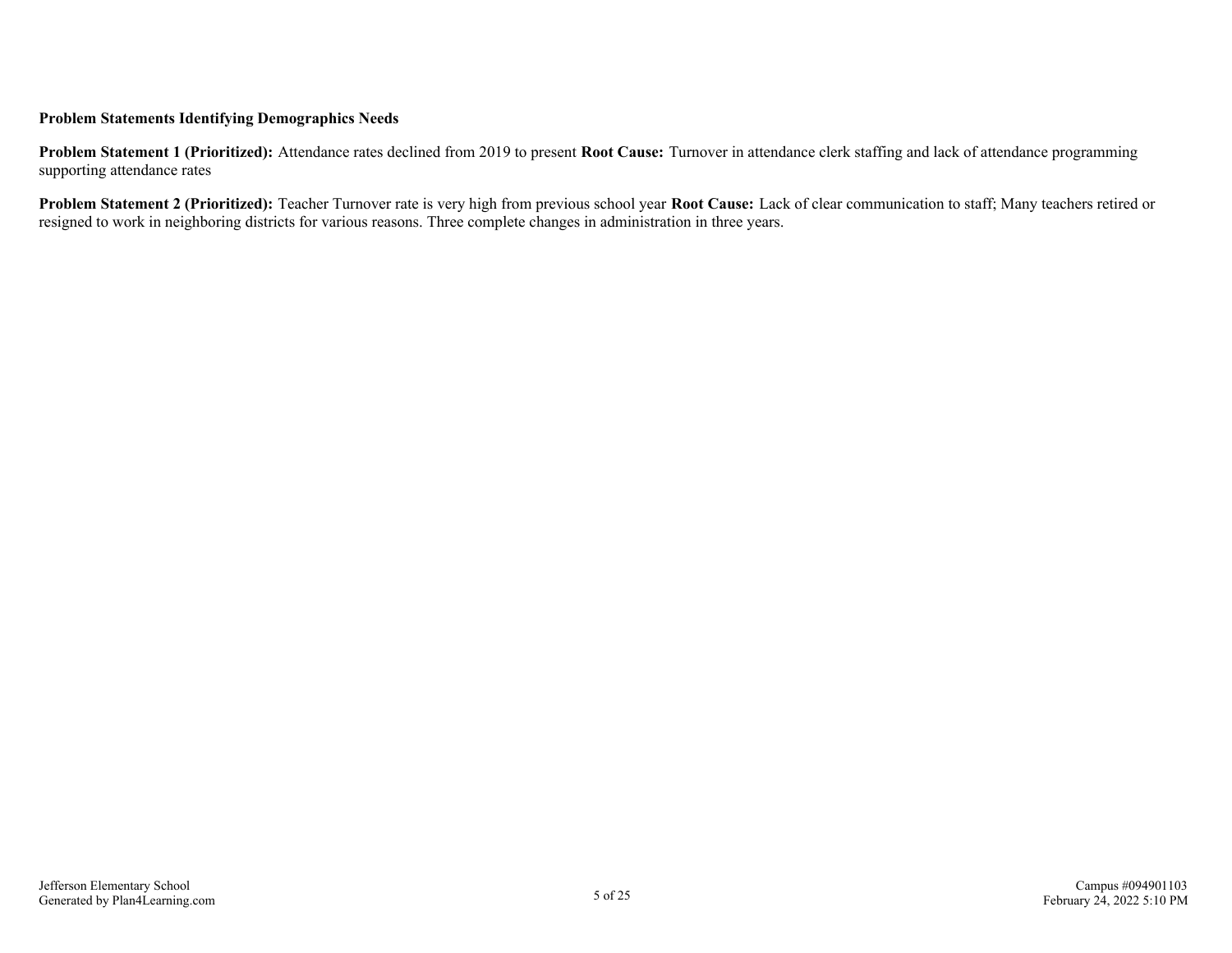**Problem Statements Identifying Demographics Needs**

**Problem Statement 1 (Prioritized):** Attendance rates declined from 2019 to present **Root Cause:** Turnover in attendance clerk staffing and lack of attendance programming supporting attendance rates

**Problem Statement 2 (Prioritized):** Teacher Turnover rate is very high from previous school year **Root Cause:** Lack of clear communication to staff; Many teachers retired or resigned to work in neighboring districts for various reasons. Three complete changes in administration in three years.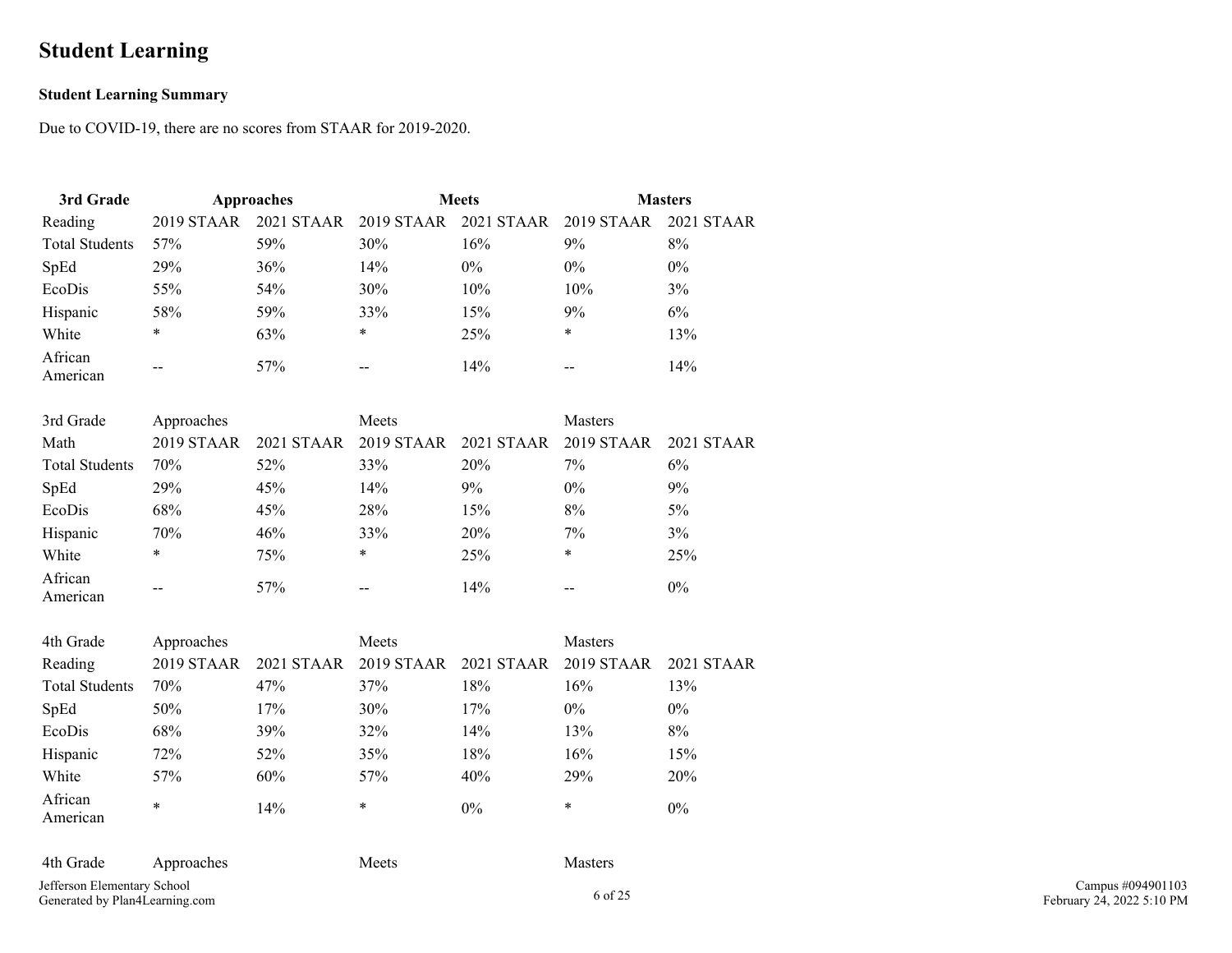# Student Learning

**Student Learning Summary**

Due to COVID-19, there are no scores from STAAR for 2019-2020.

| **3rd Grade** | **Approaches** | | **Meets** | | **Masters** | |
|---|---|---|---|---|---|---|
| Reading | 2019 STAAR | 2021 STAAR | 2019 STAAR | 2021 STAAR | 2019 STAAR | 2021 STAAR |
| Total Students | 57% | 59% | 30% | 16% | 9% | 8% |
| SpEd | 29% | 36% | 14% | 0% | 0% | 0% |
| EcoDis | 55% | 54% | 30% | 10% | 10% | 3% |
| Hispanic | 58% | 59% | 33% | 15% | 9% | 6% |
| White | * | 63% | * | 25% | * | 13% |
| African American | -- | 57% | -- | 14% | -- | 14% |

| 3rd Grade | Approaches | | Meets | | Masters | |
|---|---|---|---|---|---|---|
| Math | 2019 STAAR | 2021 STAAR | 2019 STAAR | 2021 STAAR | 2019 STAAR | 2021 STAAR |
| Total Students | 70% | 52% | 33% | 20% | 7% | 6% |
| SpEd | 29% | 45% | 14% | 9% | 0% | 9% |
| EcoDis | 68% | 45% | 28% | 15% | 8% | 5% |
| Hispanic | 70% | 46% | 33% | 20% | 7% | 3% |
| White | * | 75% | * | 25% | * | 25% |
| African American | -- | 57% | -- | 14% | -- | 0% |

| 4th Grade | Approaches | | Meets | | Masters | |
|---|---|---|---|---|---|---|
| Reading | 2019 STAAR | 2021 STAAR | 2019 STAAR | 2021 STAAR | 2019 STAAR | 2021 STAAR |
| Total Students | 70% | 47% | 37% | 18% | 16% | 13% |
| SpEd | 50% | 17% | 30% | 17% | 0% | 0% |
| EcoDis | 68% | 39% | 32% | 14% | 13% | 8% |
| Hispanic | 72% | 52% | 35% | 18% | 16% | 15% |
| White | 57% | 60% | 57% | 40% | 29% | 20% |
| African American | * | 14% | * | 0% | * | 0% |

| 4th Grade | Approaches | | Meets | | Masters | |
|---|---|---|---|---|---|---|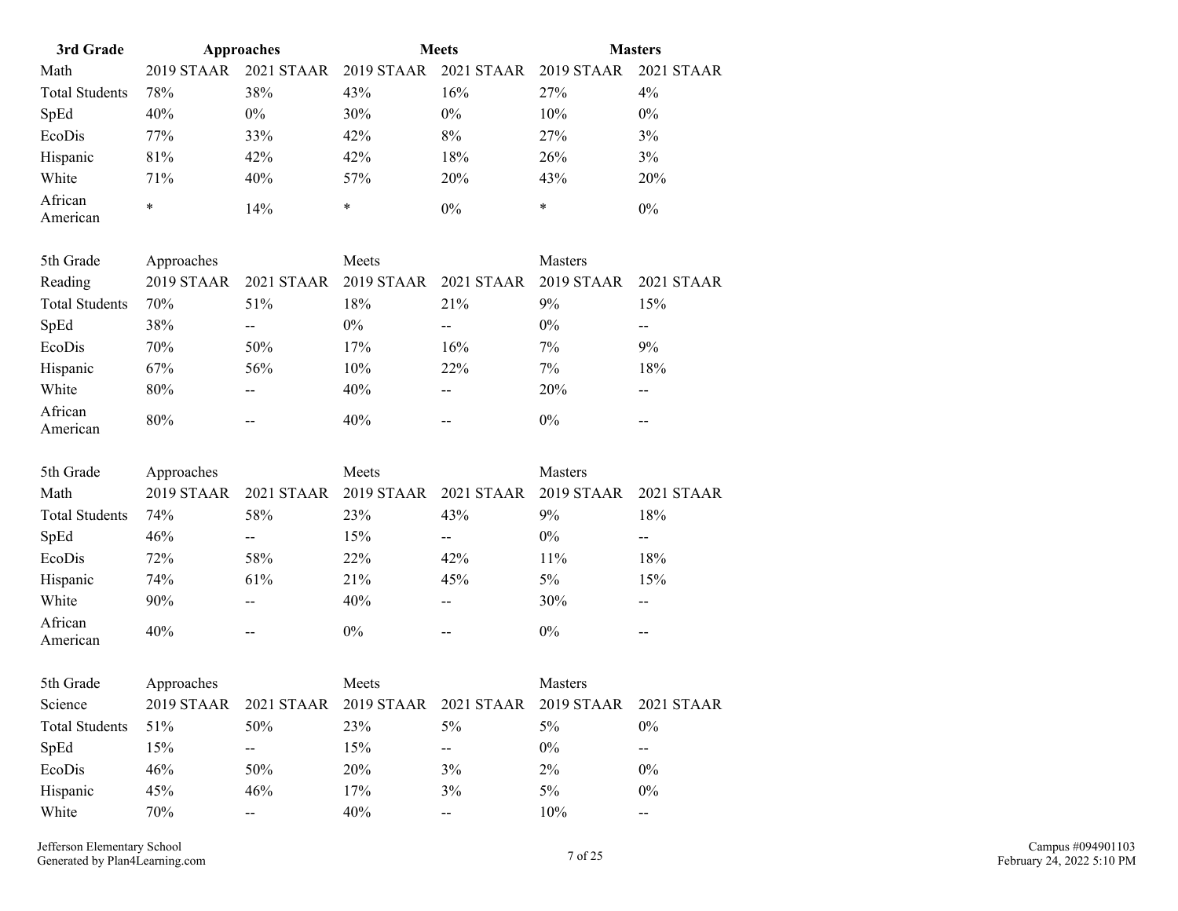| 3rd Grade | Approaches | | Meets | | Masters | |
|---|---|---|---|---|---|---|
| Math | 2019 STAAR | 2021 STAAR | 2019 STAAR | 2021 STAAR | 2019 STAAR | 2021 STAAR |
| Total Students | 78% | 38% | 43% | 16% | 27% | 4% |
| SpEd | 40% | 0% | 30% | 0% | 10% | 0% |
| EcoDis | 77% | 33% | 42% | 8% | 27% | 3% |
| Hispanic | 81% | 42% | 42% | 18% | 26% | 3% |
| White | 71% | 40% | 57% | 20% | 43% | 20% |
| African American | * | 14% | * | 0% | * | 0% |

| 5th Grade | Approaches | | Meets | | Masters | |
|---|---|---|---|---|---|---|
| Reading | 2019 STAAR | 2021 STAAR | 2019 STAAR | 2021 STAAR | 2019 STAAR | 2021 STAAR |
| Total Students | 70% | 51% | 18% | 21% | 9% | 15% |
| SpEd | 38% | -- | 0% | -- | 0% | -- |
| EcoDis | 70% | 50% | 17% | 16% | 7% | 9% |
| Hispanic | 67% | 56% | 10% | 22% | 7% | 18% |
| White | 80% | -- | 40% | -- | 20% | -- |
| African American | 80% | -- | 40% | -- | 0% | -- |

| 5th Grade | Approaches | | Meets | | Masters | |
|---|---|---|---|---|---|---|
| Math | 2019 STAAR | 2021 STAAR | 2019 STAAR | 2021 STAAR | 2019 STAAR | 2021 STAAR |
| Total Students | 74% | 58% | 23% | 43% | 9% | 18% |
| SpEd | 46% | -- | 15% | -- | 0% | -- |
| EcoDis | 72% | 58% | 22% | 42% | 11% | 18% |
| Hispanic | 74% | 61% | 21% | 45% | 5% | 15% |
| White | 90% | -- | 40% | -- | 30% | -- |
| African American | 40% | -- | 0% | -- | 0% | -- |

| 5th Grade | Approaches | | Meets | | Masters | |
|---|---|---|---|---|---|---|
| Science | 2019 STAAR | 2021 STAAR | 2019 STAAR | 2021 STAAR | 2019 STAAR | 2021 STAAR |
| Total Students | 51% | 50% | 23% | 5% | 5% | 0% |
| SpEd | 15% | -- | 15% | -- | 0% | -- |
| EcoDis | 46% | 50% | 20% | 3% | 2% | 0% |
| Hispanic | 45% | 46% | 17% | 3% | 5% | 0% |
| White | 70% | -- | 40% | -- | 10% | -- |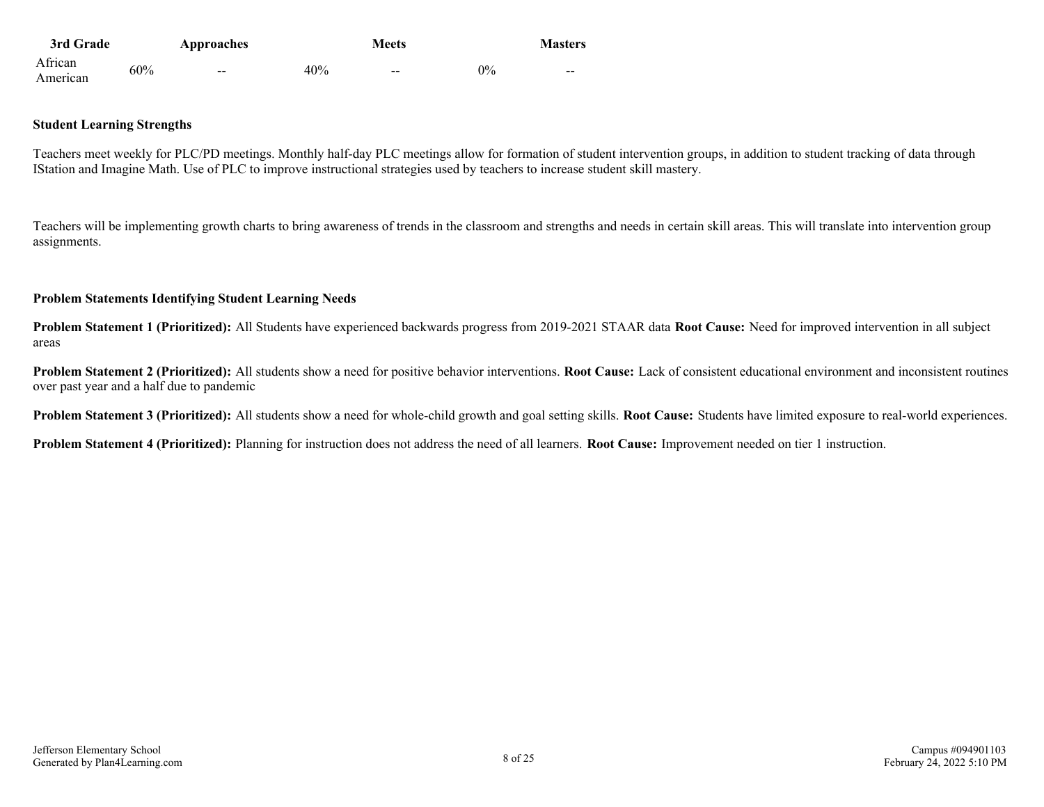| 3rd Grade | Approaches | | Meets | | Masters | |
|---|---|---|---|---|---|---|
| African American | 60% | -- | 40% | -- | 0% | -- |

**Student Learning Strengths**

Teachers meet weekly for PLC/PD meetings. Monthly half-day PLC meetings allow for formation of student intervention groups, in addition to student tracking of data through IStation and Imagine Math. Use of PLC to improve instructional strategies used by teachers to increase student skill mastery.

Teachers will be implementing growth charts to bring awareness of trends in the classroom and strengths and needs in certain skill areas. This will translate into intervention group assignments.

**Problem Statements Identifying Student Learning Needs**

**Problem Statement 1 (Prioritized):** All Students have experienced backwards progress from 2019-2021 STAAR data **Root Cause:** Need for improved intervention in all subject areas

**Problem Statement 2 (Prioritized):** All students show a need for positive behavior interventions. **Root Cause:** Lack of consistent educational environment and inconsistent routines over past year and a half due to pandemic

**Problem Statement 3 (Prioritized):** All students show a need for whole-child growth and goal setting skills. **Root Cause:** Students have limited exposure to real-world experiences.

**Problem Statement 4 (Prioritized):** Planning for instruction does not address the need of all learners. **Root Cause:** Improvement needed on tier 1 instruction.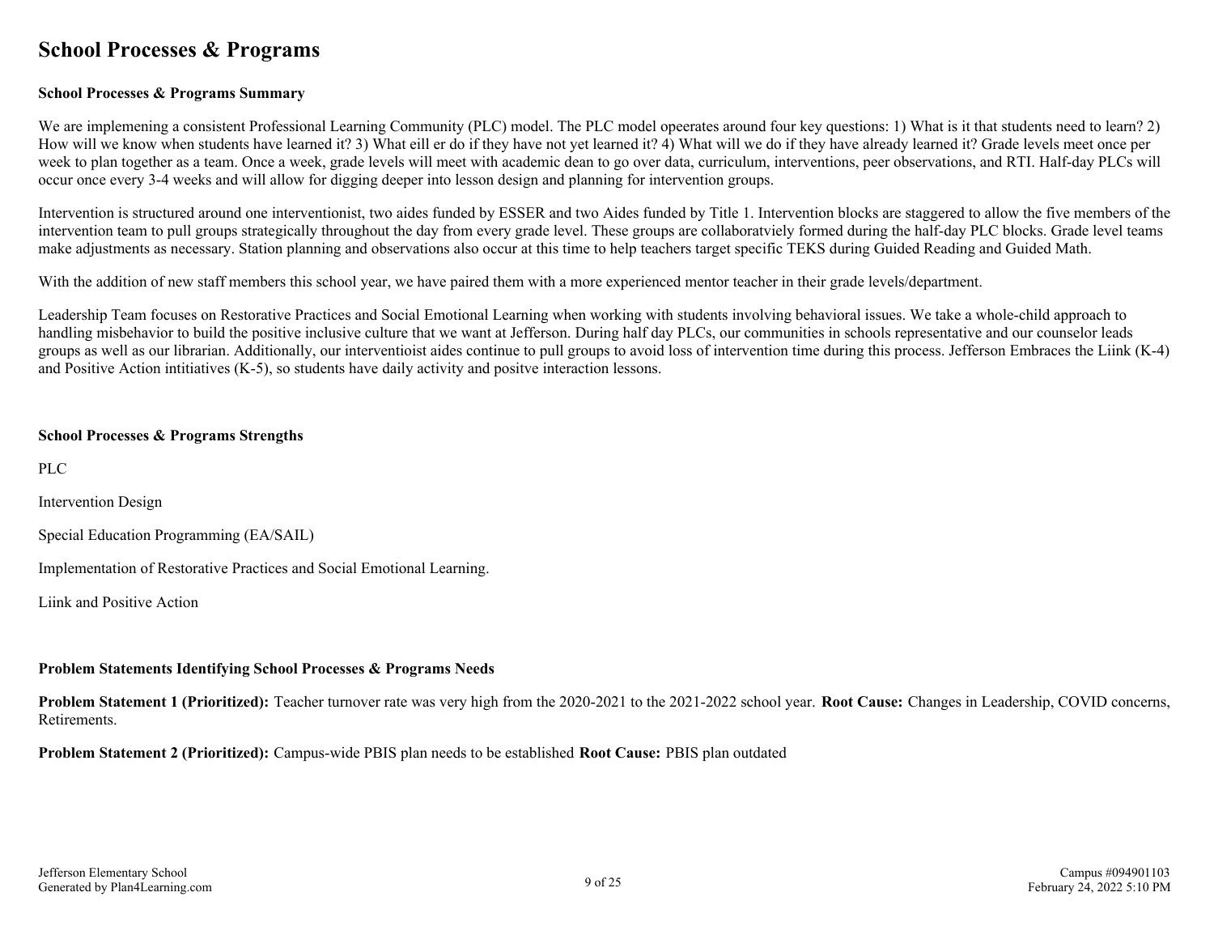# School Processes & Programs

**School Processes & Programs Summary**

We are implemening a consistent Professional Learning Community (PLC) model. The PLC model opeerates around four key questions: 1) What is it that students need to learn? 2) How will we know when students have learned it? 3) What eill er do if they have not yet learned it? 4) What will we do if they have already learned it? Grade levels meet once per week to plan together as a team. Once a week, grade levels will meet with academic dean to go over data, curriculum, interventions, peer observations, and RTI. Half-day PLCs will occur once every 3-4 weeks and will allow for digging deeper into lesson design and planning for intervention groups.

Intervention is structured around one interventionist, two aides funded by ESSER and two Aides funded by Title 1. Intervention blocks are staggered to allow the five members of the intervention team to pull groups strategically throughout the day from every grade level. These groups are collaboratviely formed during the half-day PLC blocks. Grade level teams make adjustments as necessary. Station planning and observations also occur at this time to help teachers target specific TEKS during Guided Reading and Guided Math.

With the addition of new staff members this school year, we have paired them with a more experienced mentor teacher in their grade levels/department.

Leadership Team focuses on Restorative Practices and Social Emotional Learning when working with students involving behavioral issues. We take a whole-child approach to handling misbehavior to build the positive inclusive culture that we want at Jefferson. During half day PLCs, our communities in schools representative and our counselor leads groups as well as our librarian. Additionally, our interventioist aides continue to pull groups to avoid loss of intervention time during this process. Jefferson Embraces the Liink (K-4) and Positive Action intitiatives (K-5), so students have daily activity and positve interaction lessons.

**School Processes & Programs Strengths**

PLC

Intervention Design

Special Education Programming (EA/SAIL)

Implementation of Restorative Practices and Social Emotional Learning.

Liink and Positive Action

**Problem Statements Identifying School Processes & Programs Needs**

**Problem Statement 1 (Prioritized):** Teacher turnover rate was very high from the 2020-2021 to the 2021-2022 school year. **Root Cause:** Changes in Leadership, COVID concerns, Retirements.

**Problem Statement 2 (Prioritized):** Campus-wide PBIS plan needs to be established **Root Cause:** PBIS plan outdated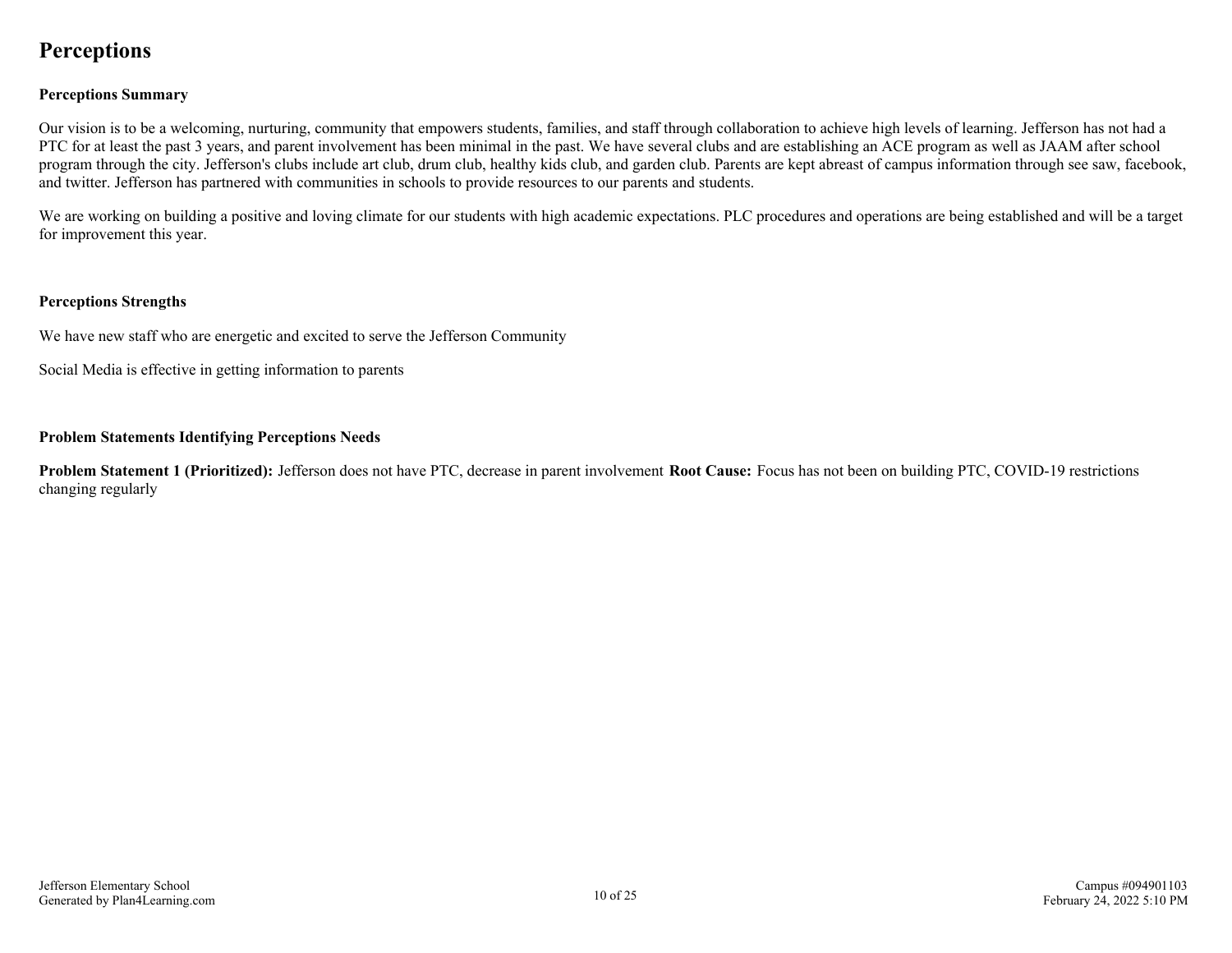# Perceptions

## Perceptions Summary

Our vision is to be a welcoming, nurturing, community that empowers students, families, and staff through collaboration to achieve high levels of learning. Jefferson has not had a PTC for at least the past 3 years, and parent involvement has been minimal in the past. We have several clubs and are establishing an ACE program as well as JAAM after school program through the city. Jefferson's clubs include art club, drum club, healthy kids club, and garden club. Parents are kept abreast of campus information through see saw, facebook, and twitter. Jefferson has partnered with communities in schools to provide resources to our parents and students.

We are working on building a positive and loving climate for our students with high academic expectations. PLC procedures and operations are being established and will be a target for improvement this year.

## Perceptions Strengths

We have new staff who are energetic and excited to serve the Jefferson Community

Social Media is effective in getting information to parents

## Problem Statements Identifying Perceptions Needs

**Problem Statement 1 (Prioritized):** Jefferson does not have PTC, decrease in parent involvement **Root Cause:** Focus has not been on building PTC, COVID-19 restrictions changing regularly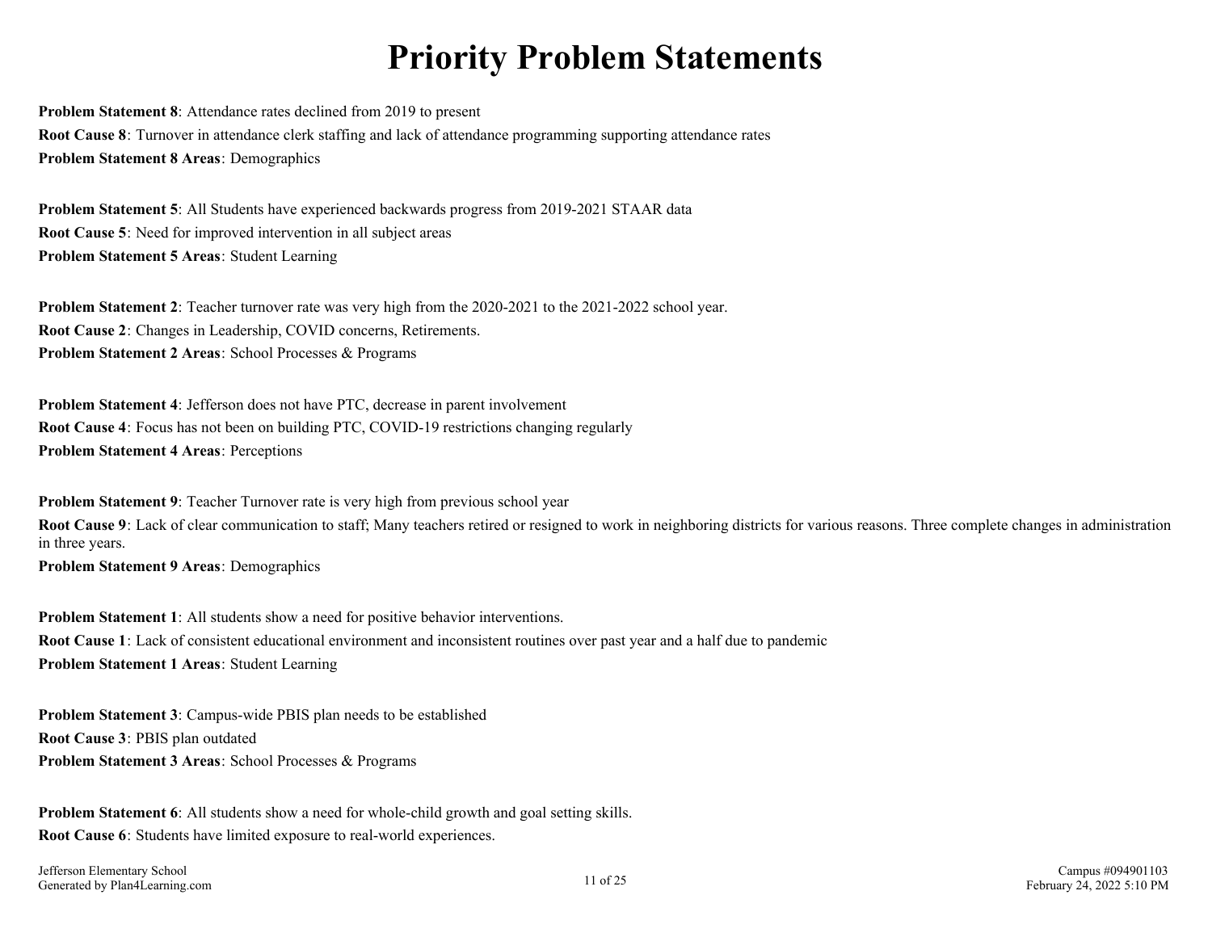# Priority Problem Statements

**Problem Statement 8**: Attendance rates declined from 2019 to present
**Root Cause 8**: Turnover in attendance clerk staffing and lack of attendance programming supporting attendance rates
**Problem Statement 8 Areas**: Demographics

**Problem Statement 5**: All Students have experienced backwards progress from 2019-2021 STAAR data
**Root Cause 5**: Need for improved intervention in all subject areas
**Problem Statement 5 Areas**: Student Learning

**Problem Statement 2**: Teacher turnover rate was very high from the 2020-2021 to the 2021-2022 school year.
**Root Cause 2**: Changes in Leadership, COVID concerns, Retirements.
**Problem Statement 2 Areas**: School Processes & Programs

**Problem Statement 4**: Jefferson does not have PTC, decrease in parent involvement
**Root Cause 4**: Focus has not been on building PTC, COVID-19 restrictions changing regularly
**Problem Statement 4 Areas**: Perceptions

**Problem Statement 9**: Teacher Turnover rate is very high from previous school year
**Root Cause 9**: Lack of clear communication to staff; Many teachers retired or resigned to work in neighboring districts for various reasons. Three complete changes in administration in three years.
**Problem Statement 9 Areas**: Demographics

**Problem Statement 1**: All students show a need for positive behavior interventions.
**Root Cause 1**: Lack of consistent educational environment and inconsistent routines over past year and a half due to pandemic
**Problem Statement 1 Areas**: Student Learning

**Problem Statement 3**: Campus-wide PBIS plan needs to be established
**Root Cause 3**: PBIS plan outdated
**Problem Statement 3 Areas**: School Processes & Programs

**Problem Statement 6**: All students show a need for whole-child growth and goal setting skills.
**Root Cause 6**: Students have limited exposure to real-world experiences.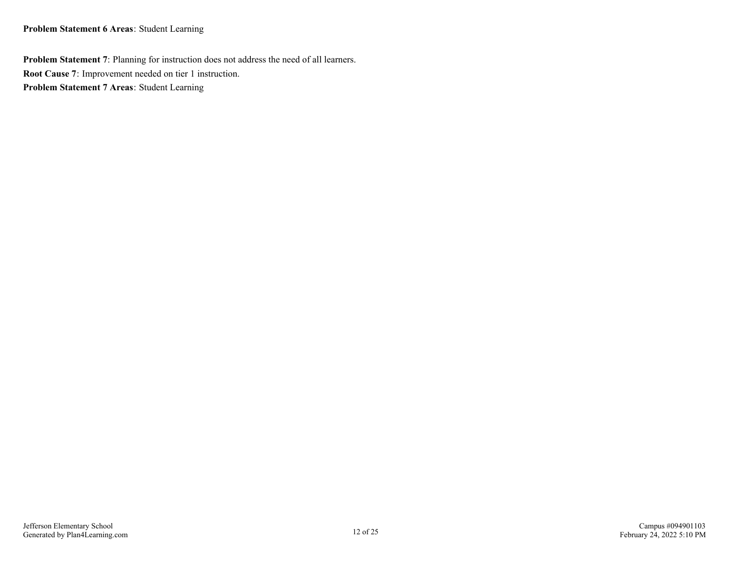**Problem Statement 6 Areas**: Student Learning

**Problem Statement 7**: Planning for instruction does not address the need of all learners.

**Root Cause 7**: Improvement needed on tier 1 instruction.

**Problem Statement 7 Areas**: Student Learning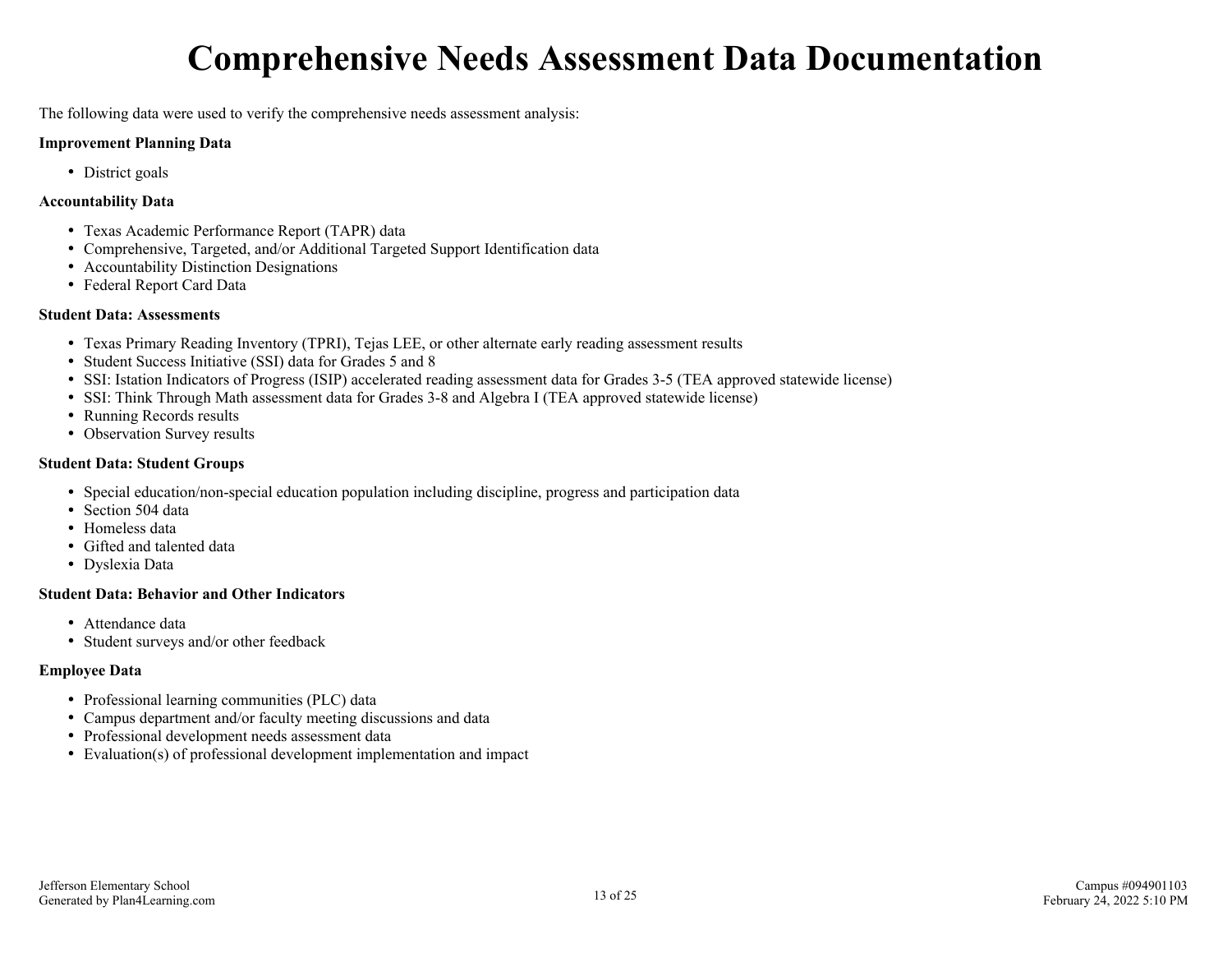# Comprehensive Needs Assessment Data Documentation

The following data were used to verify the comprehensive needs assessment analysis:

**Improvement Planning Data**

- District goals

**Accountability Data**

- Texas Academic Performance Report (TAPR) data
- Comprehensive, Targeted, and/or Additional Targeted Support Identification data
- Accountability Distinction Designations
- Federal Report Card Data

**Student Data: Assessments**

- Texas Primary Reading Inventory (TPRI), Tejas LEE, or other alternate early reading assessment results
- Student Success Initiative (SSI) data for Grades 5 and 8
- SSI: Istation Indicators of Progress (ISIP) accelerated reading assessment data for Grades 3-5 (TEA approved statewide license)
- SSI: Think Through Math assessment data for Grades 3-8 and Algebra I (TEA approved statewide license)
- Running Records results
- Observation Survey results

**Student Data: Student Groups**

- Special education/non-special education population including discipline, progress and participation data
- Section 504 data
- Homeless data
- Gifted and talented data
- Dyslexia Data

**Student Data: Behavior and Other Indicators**

- Attendance data
- Student surveys and/or other feedback

**Employee Data**

- Professional learning communities (PLC) data
- Campus department and/or faculty meeting discussions and data
- Professional development needs assessment data
- Evaluation(s) of professional development implementation and impact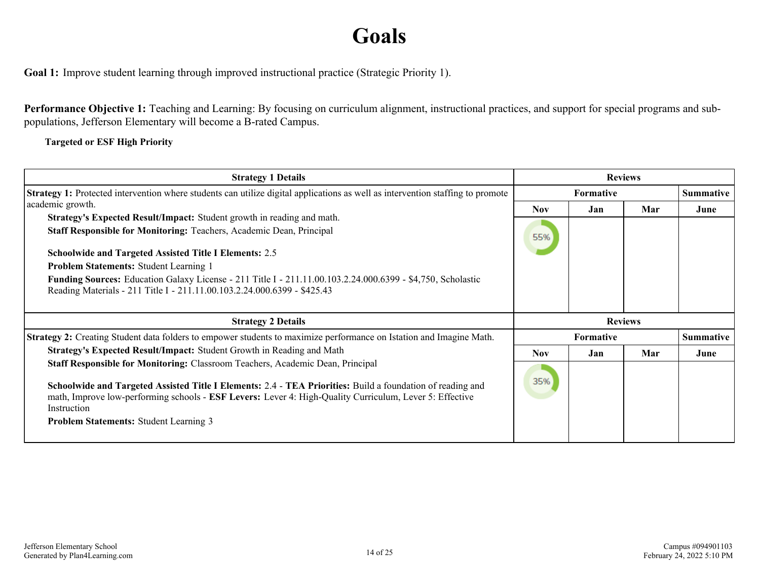# Goals

**Goal 1:** Improve student learning through improved instructional practice (Strategic Priority 1).

**Performance Objective 1:** Teaching and Learning: By focusing on curriculum alignment, instructional practices, and support for special programs and sub-populations, Jefferson Elementary will become a B-rated Campus.

**Targeted or ESF High Priority**

| Strategy 1 Details | Reviews | | | |
|---|---|---|---|---|
| | Formative | | | Summative |
| | Nov | Jan | Mar | June |
| **Strategy 1:** Protected intervention where students can utilize digital applications as well as intervention staffing to promote academic growth.<br>**Strategy's Expected Result/Impact:** Student growth in reading and math.<br>**Staff Responsible for Monitoring:** Teachers, Academic Dean, Principal<br><br>**Schoolwide and Targeted Assisted Title I Elements:** 2.5<br>**Problem Statements:** Student Learning 1<br>**Funding Sources:** Education Galaxy License - 211 Title I - 211.11.00.103.2.24.000.6399 - $4,750, Scholastic Reading Materials - 211 Title I - 211.11.00.103.2.24.000.6399 - $425.43 | 55% | | | |

| Strategy 2 Details | Reviews | | | |
|---|---|---|---|---|
| | Formative | | | Summative |
| | Nov | Jan | Mar | June |
| **Strategy 2:** Creating Student data folders to empower students to maximize performance on Istation and Imagine Math.<br>**Strategy's Expected Result/Impact:** Student Growth in Reading and Math<br>**Staff Responsible for Monitoring:** Classroom Teachers, Academic Dean, Principal<br><br>**Schoolwide and Targeted Assisted Title I Elements:** 2.4 - **TEA Priorities:** Build a foundation of reading and math, Improve low-performing schools - **ESF Levers:** Lever 4: High-Quality Curriculum, Lever 5: Effective Instruction<br>**Problem Statements:** Student Learning 3 | 35% | | | |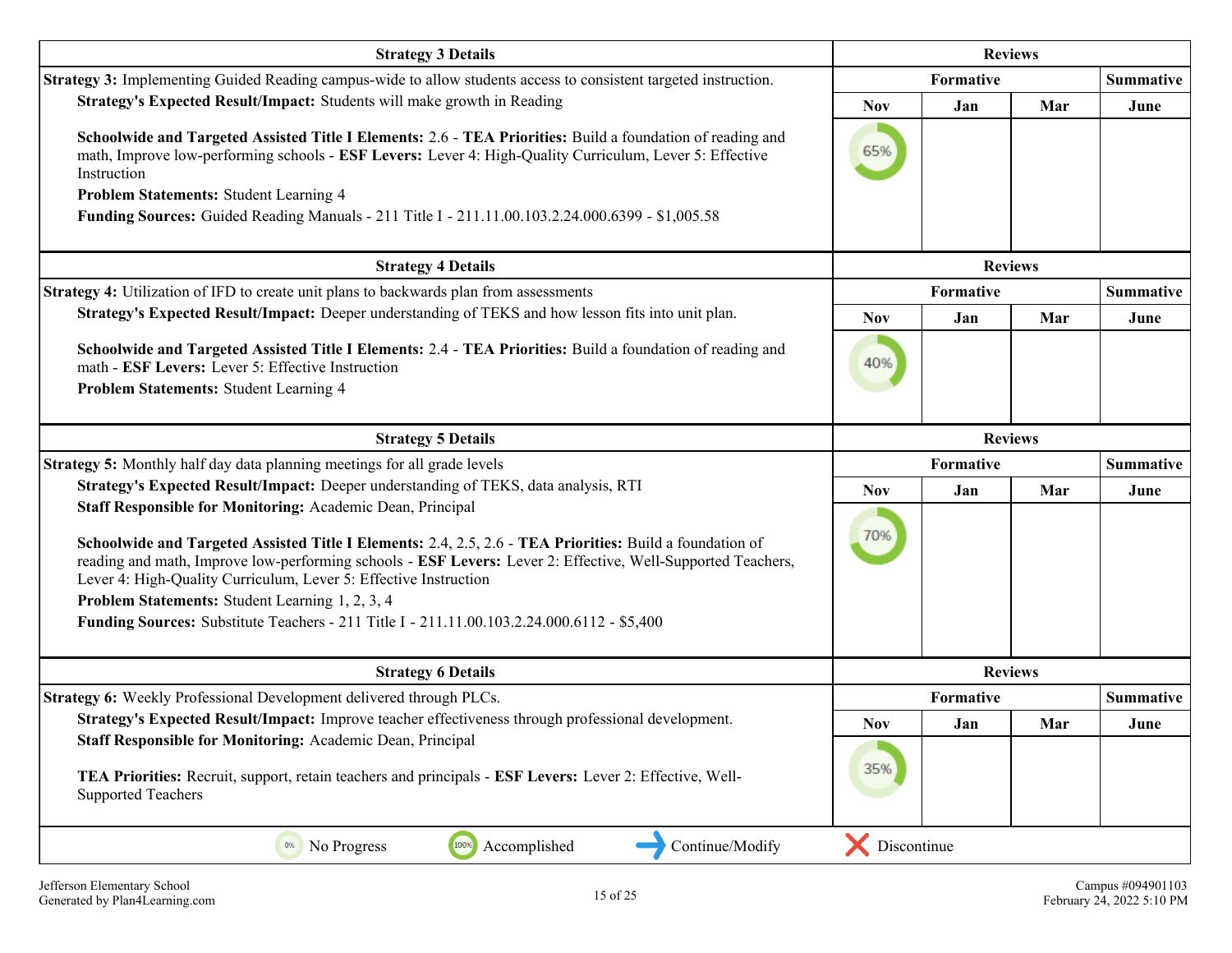| Strategy 3 Details | Reviews | | | |
|---|---|---|---|---|
| **Strategy 3:** Implementing Guided Reading campus-wide to allow students access to consistent targeted instruction. | Formative | | | Summative |
| **Strategy's Expected Result/Impact:** Students will make growth in Reading | Nov | Jan | Mar | June |
| **Schoolwide and Targeted Assisted Title I Elements:** 2.6 - **TEA Priorities:** Build a foundation of reading and math, Improve low-performing schools - **ESF Levers:** Lever 4: High-Quality Curriculum, Lever 5: Effective Instruction<br>**Problem Statements:** Student Learning 4<br>**Funding Sources:** Guided Reading Manuals - 211 Title I - 211.11.00.103.2.24.000.6399 - $1,005.58 | 65% | | | |

| Strategy 4 Details | Reviews | | | |
|---|---|---|---|---|
| **Strategy 4:** Utilization of IFD to create unit plans to backwards plan from assessments | Formative | | | Summative |
| **Strategy's Expected Result/Impact:** Deeper understanding of TEKS and how lesson fits into unit plan. | Nov | Jan | Mar | June |
| **Schoolwide and Targeted Assisted Title I Elements:** 2.4 - **TEA Priorities:** Build a foundation of reading and math - **ESF Levers:** Lever 5: Effective Instruction<br>**Problem Statements:** Student Learning 4 | 40% | | | |

| Strategy 5 Details | Reviews | | | |
|---|---|---|---|---|
| **Strategy 5:** Monthly half day data planning meetings for all grade levels | Formative | | | Summative |
| **Strategy's Expected Result/Impact:** Deeper understanding of TEKS, data analysis, RTI<br>**Staff Responsible for Monitoring:** Academic Dean, Principal | Nov | Jan | Mar | June |
| **Schoolwide and Targeted Assisted Title I Elements:** 2.4, 2.5, 2.6 - **TEA Priorities:** Build a foundation of reading and math, Improve low-performing schools - **ESF Levers:** Lever 2: Effective, Well-Supported Teachers, Lever 4: High-Quality Curriculum, Lever 5: Effective Instruction<br>**Problem Statements:** Student Learning 1, 2, 3, 4<br>**Funding Sources:** Substitute Teachers - 211 Title I - 211.11.00.103.2.24.000.6112 - $5,400 | 70% | | | |

| Strategy 6 Details | Reviews | | | |
|---|---|---|---|---|
| **Strategy 6:** Weekly Professional Development delivered through PLCs. | Formative | | | Summative |
| **Strategy's Expected Result/Impact:** Improve teacher effectiveness through professional development.<br>**Staff Responsible for Monitoring:** Academic Dean, Principal | Nov | Jan | Mar | June |
| **TEA Priorities:** Recruit, support, retain teachers and principals - **ESF Levers:** Lever 2: Effective, Well-Supported Teachers | 35% | | | |

0% No Progress | 100% Accomplished | → Continue/Modify | ✗ Discontinue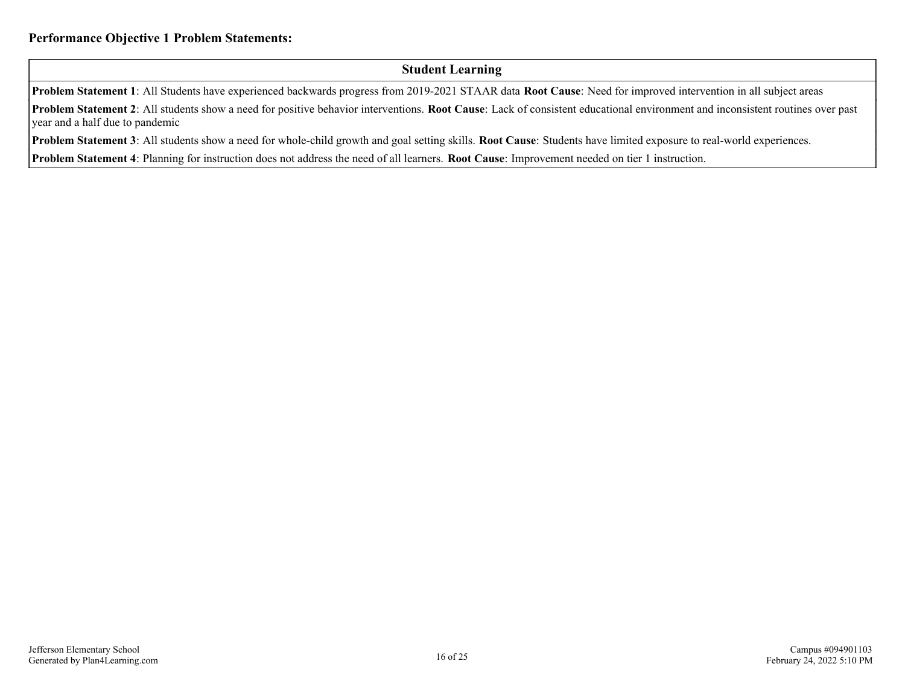**Performance Objective 1 Problem Statements:**

| Student Learning |
|---|
| **Problem Statement 1**: All Students have experienced backwards progress from 2019-2021 STAAR data **Root Cause**: Need for improved intervention in all subject areas |
| **Problem Statement 2**: All students show a need for positive behavior interventions. **Root Cause**: Lack of consistent educational environment and inconsistent routines over past year and a half due to pandemic |
| **Problem Statement 3**: All students show a need for whole-child growth and goal setting skills. **Root Cause**: Students have limited exposure to real-world experiences. |
| **Problem Statement 4**: Planning for instruction does not address the need of all learners. **Root Cause**: Improvement needed on tier 1 instruction. |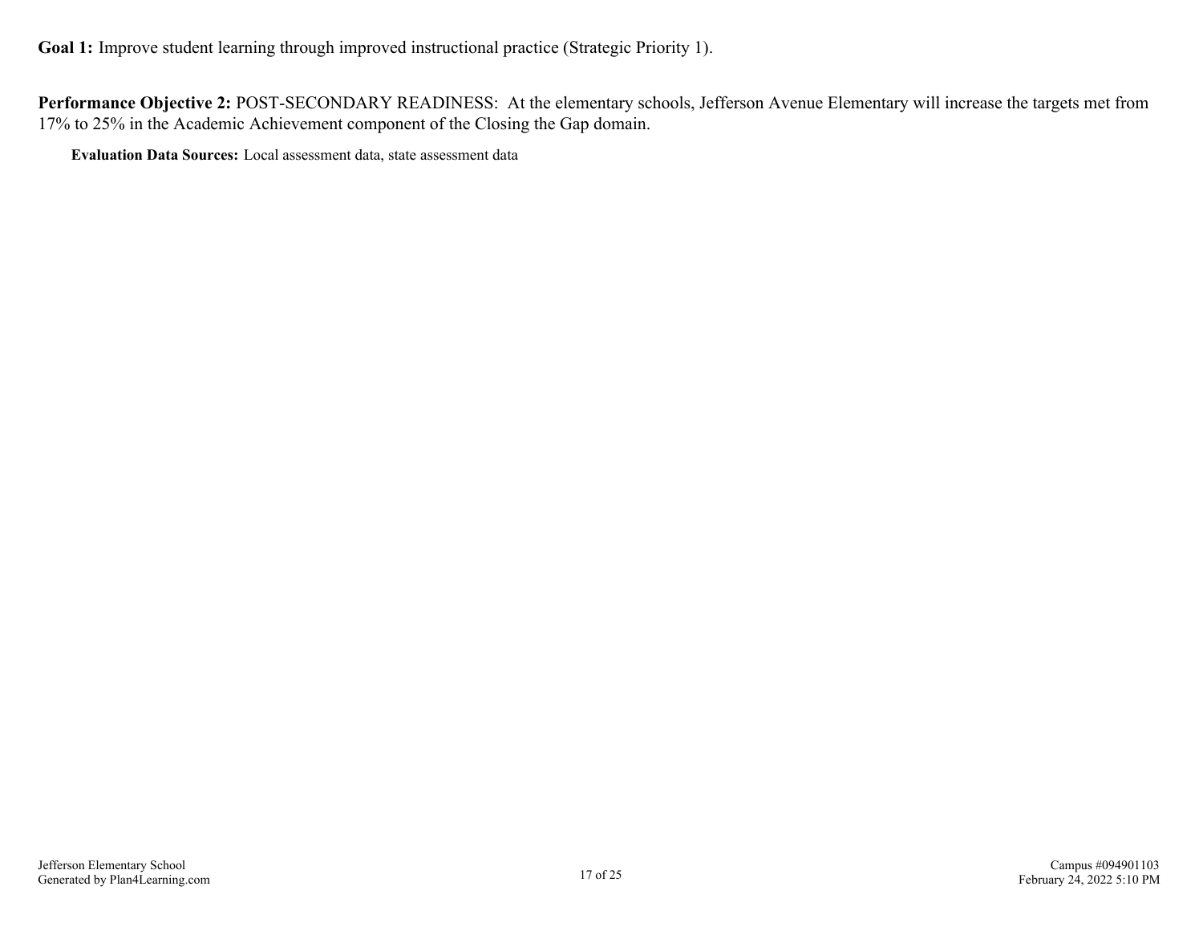**Goal 1:** Improve student learning through improved instructional practice (Strategic Priority 1).

**Performance Objective 2:** POST-SECONDARY READINESS: At the elementary schools, Jefferson Avenue Elementary will increase the targets met from 17% to 25% in the Academic Achievement component of the Closing the Gap domain.

**Evaluation Data Sources:** Local assessment data, state assessment data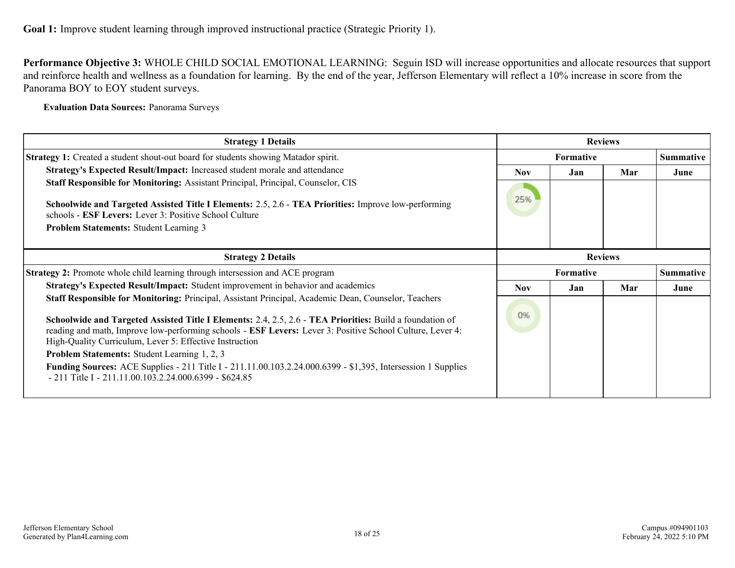**Goal 1:** Improve student learning through improved instructional practice (Strategic Priority 1).

**Performance Objective 3:** WHOLE CHILD SOCIAL EMOTIONAL LEARNING: Seguin ISD will increase opportunities and allocate resources that support and reinforce health and wellness as a foundation for learning. By the end of the year, Jefferson Elementary will reflect a 10% increase in score from the Panorama BOY to EOY student surveys.

**Evaluation Data Sources:** Panorama Surveys

| Strategy 1 Details | Reviews | | | |
|---|---|---|---|---|
| **Strategy 1:** Created a student shout-out board for students showing Matador spirit. | Formative | | | Summative |
| **Strategy's Expected Result/Impact:** Increased student morale and attendance<br>**Staff Responsible for Monitoring:** Assistant Principal, Principal, Counselor, CIS<br><br>**Schoolwide and Targeted Assisted Title I Elements:** 2.5, 2.6 - **TEA Priorities:** Improve low-performing schools - **ESF Levers:** Lever 3: Positive School Culture<br>**Problem Statements:** Student Learning 3 | Nov | Jan | Mar | June |
| | 25% | | | |

| Strategy 2 Details | Reviews | | | |
|---|---|---|---|---|
| **Strategy 2:** Promote whole child learning through intersession and ACE program | Formative | | | Summative |
| **Strategy's Expected Result/Impact:** Student improvement in behavior and academics<br>**Staff Responsible for Monitoring:** Principal, Assistant Principal, Academic Dean, Counselor, Teachers<br><br>**Schoolwide and Targeted Assisted Title I Elements:** 2.4, 2.5, 2.6 - **TEA Priorities:** Build a foundation of reading and math, Improve low-performing schools - **ESF Levers:** Lever 3: Positive School Culture, Lever 4: High-Quality Curriculum, Lever 5: Effective Instruction<br>**Problem Statements:** Student Learning 1, 2, 3<br>**Funding Sources:** ACE Supplies - 211 Title I - 211.11.00.103.2.24.000.6399 - $1,395, Intersession 1 Supplies - 211 Title I - 211.11.00.103.2.24.000.6399 - $624.85 | Nov | Jan | Mar | June |
| | 0% | | | |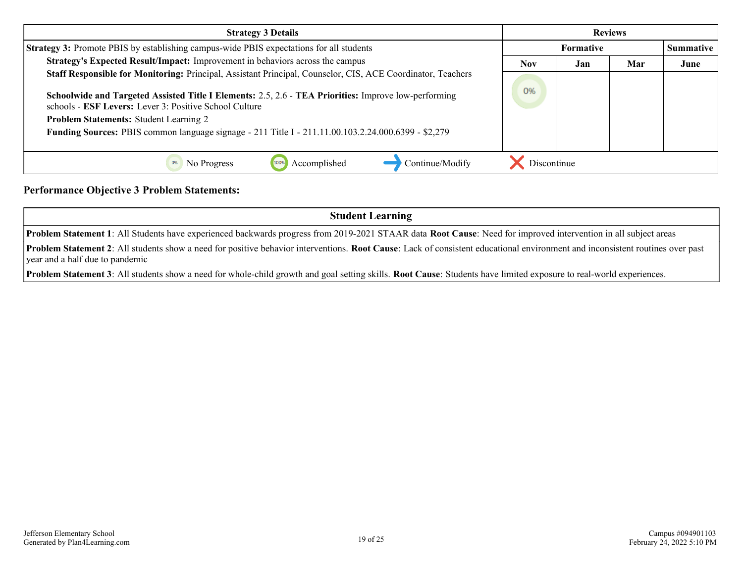| Strategy 3 Details | Reviews | | | |
|---|---|---|---|---|
| | Formative | | | Summative |
| **Strategy 3:** Promote PBIS by establishing campus-wide PBIS expectations for all students<br>**Strategy's Expected Result/Impact:** Improvement in behaviors across the campus<br>**Staff Responsible for Monitoring:** Principal, Assistant Principal, Counselor, CIS, ACE Coordinator, Teachers<br><br>**Schoolwide and Targeted Assisted Title I Elements:** 2.5, 2.6 - **TEA Priorities:** Improve low-performing schools - **ESF Levers:** Lever 3: Positive School Culture<br>**Problem Statements:** Student Learning 2<br>**Funding Sources:** PBIS common language signage - 211 Title I - 211.11.00.103.2.24.000.6399 - $2,279 | Nov | Jan | Mar | June |
| | 0% | | | |

0% No Progress | 100% Accomplished | Continue/Modify | Discontinue

## Performance Objective 3 Problem Statements:

| Student Learning |
|---|
| **Problem Statement 1**: All Students have experienced backwards progress from 2019-2021 STAAR data **Root Cause**: Need for improved intervention in all subject areas |
| **Problem Statement 2**: All students show a need for positive behavior interventions. **Root Cause**: Lack of consistent educational environment and inconsistent routines over past year and a half due to pandemic |
| **Problem Statement 3**: All students show a need for whole-child growth and goal setting skills. **Root Cause**: Students have limited exposure to real-world experiences. |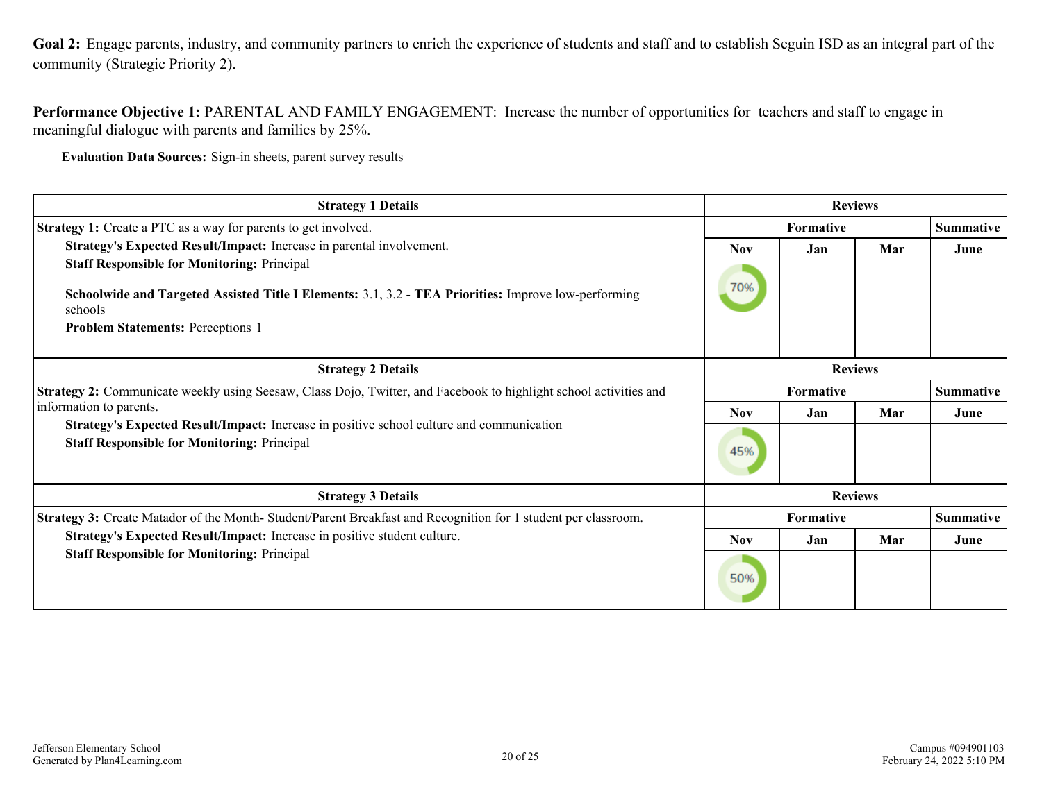**Goal 2:** Engage parents, industry, and community partners to enrich the experience of students and staff and to establish Seguin ISD as an integral part of the community (Strategic Priority 2).

**Performance Objective 1:** PARENTAL AND FAMILY ENGAGEMENT: Increase the number of opportunities for teachers and staff to engage in meaningful dialogue with parents and families by 25%.

**Evaluation Data Sources:** Sign-in sheets, parent survey results

| Strategy 1 Details | Reviews | | | |
|---|---|---|---|---|
| | Formative | | | Summative |
| | Nov | Jan | Mar | June |
| **Strategy 1:** Create a PTC as a way for parents to get involved.<br>**Strategy's Expected Result/Impact:** Increase in parental involvement.<br>**Staff Responsible for Monitoring:** Principal<br><br>**Schoolwide and Targeted Assisted Title I Elements:** 3.1, 3.2 - **TEA Priorities:** Improve low-performing schools<br>**Problem Statements:** Perceptions 1 | 70% | | | |

| Strategy 2 Details | Reviews | | | |
|---|---|---|---|---|
| | Formative | | | Summative |
| | Nov | Jan | Mar | June |
| **Strategy 2:** Communicate weekly using Seesaw, Class Dojo, Twitter, and Facebook to highlight school activities and information to parents.<br>**Strategy's Expected Result/Impact:** Increase in positive school culture and communication<br>**Staff Responsible for Monitoring:** Principal | 45% | | | |

| Strategy 3 Details | Reviews | | | |
|---|---|---|---|---|
| | Formative | | | Summative |
| | Nov | Jan | Mar | June |
| **Strategy 3:** Create Matador of the Month- Student/Parent Breakfast and Recognition for 1 student per classroom.<br>**Strategy's Expected Result/Impact:** Increase in positive student culture.<br>**Staff Responsible for Monitoring:** Principal | 50% | | | |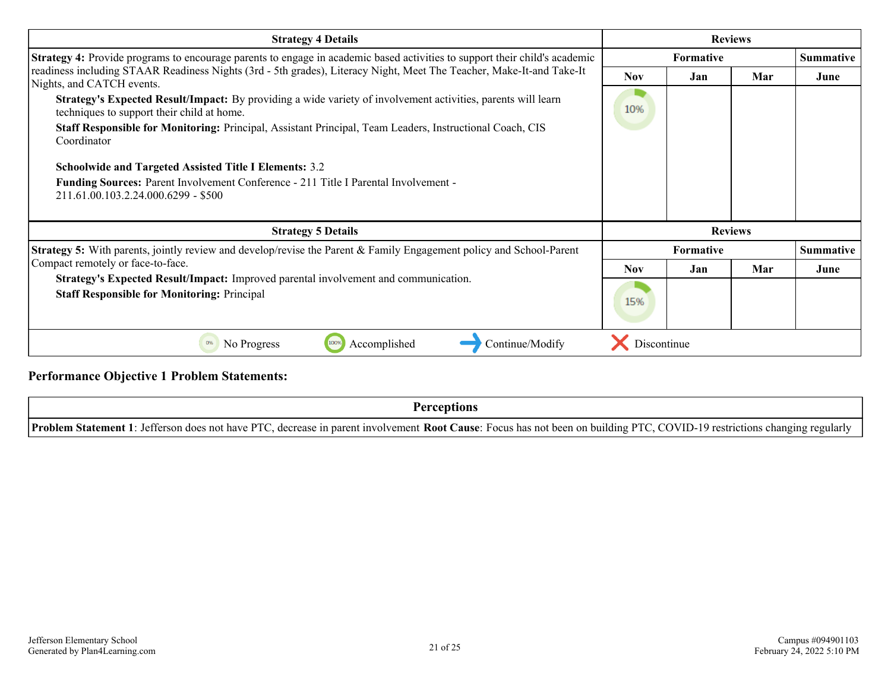| Strategy 4 Details | Reviews | | | |
|---|---|---|---|---|
| | Formative | | | Summative |
| | Nov | Jan | Mar | June |
| **Strategy 4:** Provide programs to encourage parents to engage in academic based activities to support their child's academic readiness including STAAR Readiness Nights (3rd - 5th grades), Literacy Night, Meet The Teacher, Make-It-and Take-It Nights, and CATCH events.<br>**Strategy's Expected Result/Impact:** By providing a wide variety of involvement activities, parents will learn techniques to support their child at home.<br>**Staff Responsible for Monitoring:** Principal, Assistant Principal, Team Leaders, Instructional Coach, CIS Coordinator<br><br>**Schoolwide and Targeted Assisted Title I Elements:** 3.2<br>**Funding Sources:** Parent Involvement Conference - 211 Title I Parental Involvement - 211.61.00.103.2.24.000.6299 - $500 | 10% | | | |

| Strategy 5 Details | Reviews | | | |
|---|---|---|---|---|
| | Formative | | | Summative |
| | Nov | Jan | Mar | June |
| **Strategy 5:** With parents, jointly review and develop/revise the Parent & Family Engagement policy and School-Parent Compact remotely or face-to-face.<br>**Strategy's Expected Result/Impact:** Improved parental involvement and communication.<br>**Staff Responsible for Monitoring:** Principal | 15% | | | |

0% No Progress | 100% Accomplished | Continue/Modify | Discontinue

## Performance Objective 1 Problem Statements:

| Perceptions |
|---|
| **Problem Statement 1**: Jefferson does not have PTC, decrease in parent involvement **Root Cause**: Focus has not been on building PTC, COVID-19 restrictions changing regularly |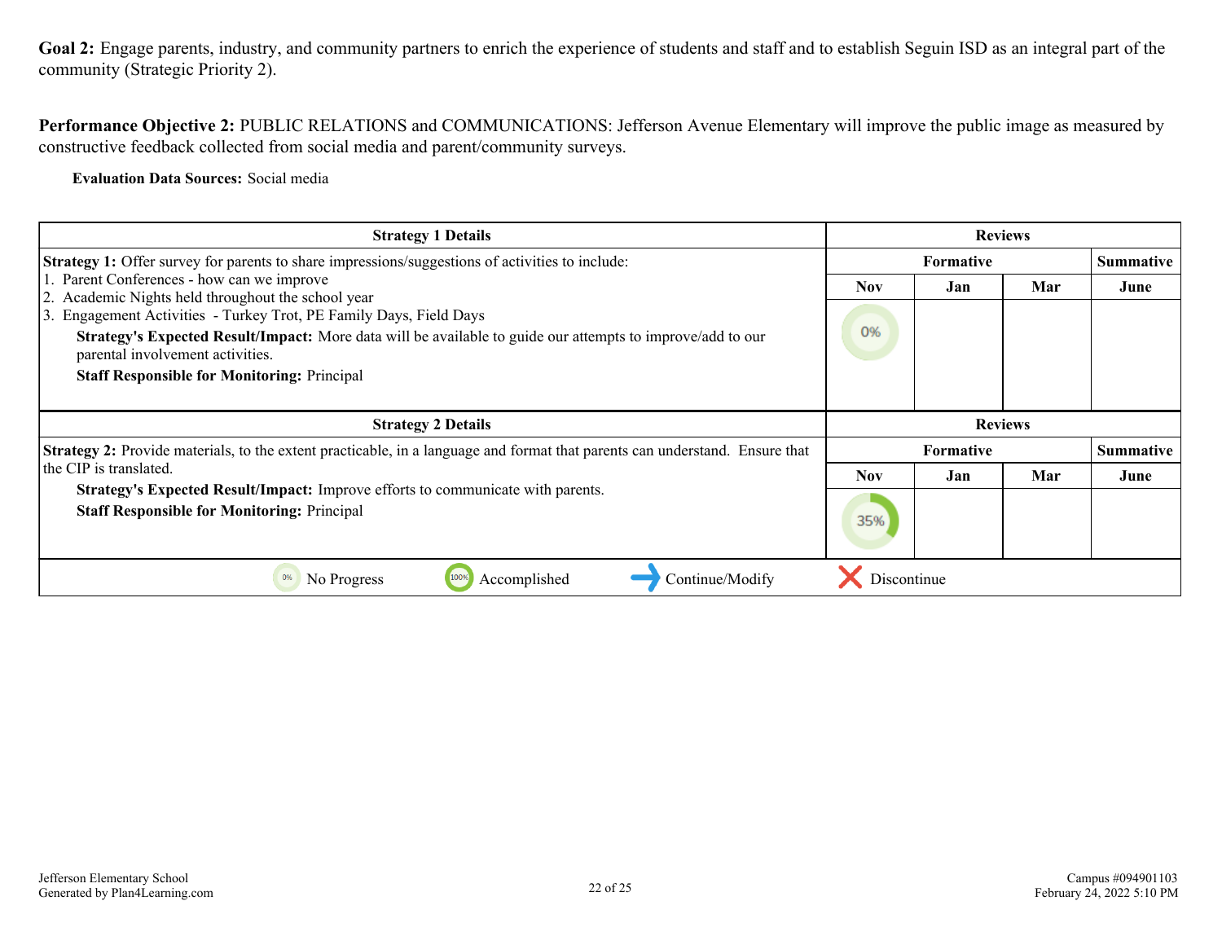**Goal 2:** Engage parents, industry, and community partners to enrich the experience of students and staff and to establish Seguin ISD as an integral part of the community (Strategic Priority 2).

**Performance Objective 2:** PUBLIC RELATIONS and COMMUNICATIONS: Jefferson Avenue Elementary will improve the public image as measured by constructive feedback collected from social media and parent/community surveys.

**Evaluation Data Sources:** Social media

| Strategy 1 Details | Reviews | | | |
|---|---|---|---|---|
| **Strategy 1:** Offer survey for parents to share impressions/suggestions of activities to include:<br>1. Parent Conferences - how can we improve<br>2. Academic Nights held throughout the school year<br>3. Engagement Activities - Turkey Trot, PE Family Days, Field Days<br>**Strategy's Expected Result/Impact:** More data will be available to guide our attempts to improve/add to our parental involvement activities.<br>**Staff Responsible for Monitoring:** Principal | Formative | | | Summative |
| | Nov | Jan | Mar | June |
| | 0% | | | |

| Strategy 2 Details | Reviews | | | |
|---|---|---|---|---|
| **Strategy 2:** Provide materials, to the extent practicable, in a language and format that parents can understand. Ensure that the CIP is translated.<br>**Strategy's Expected Result/Impact:** Improve efforts to communicate with parents.<br>**Staff Responsible for Monitoring:** Principal | Formative | | | Summative |
| | Nov | Jan | Mar | June |
| | 35% | | | |

0% No Progress | 100% Accomplished | → Continue/Modify | ✗ Discontinue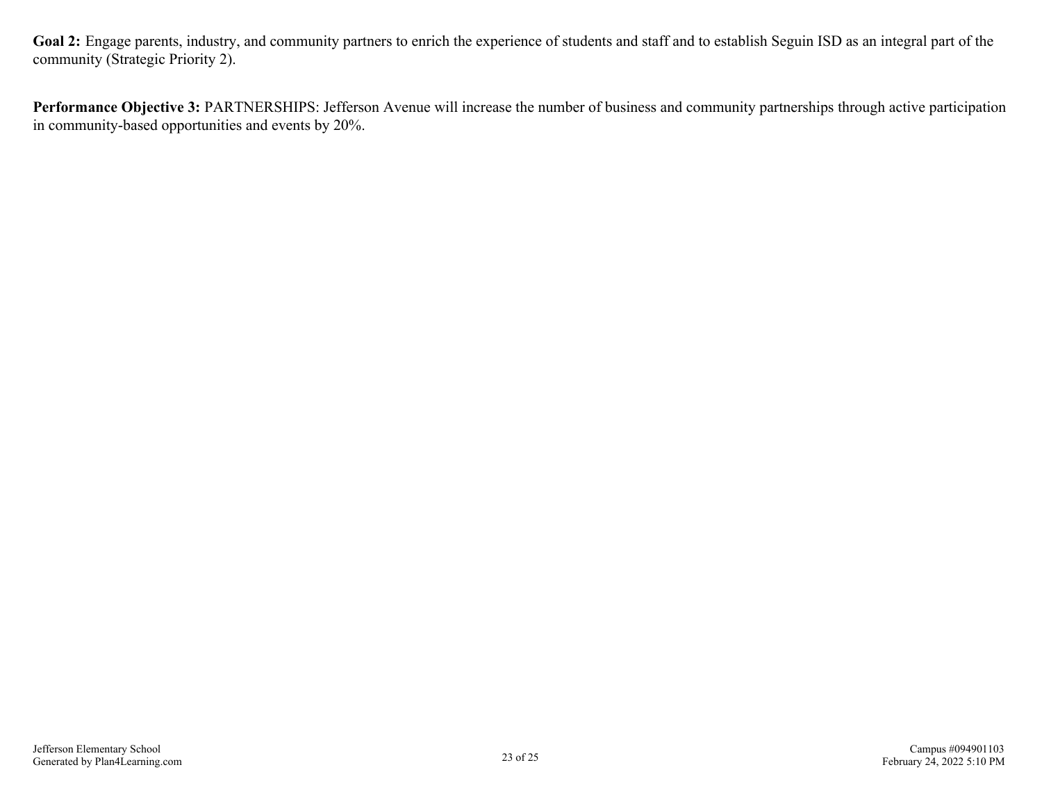**Goal 2:** Engage parents, industry, and community partners to enrich the experience of students and staff and to establish Seguin ISD as an integral part of the community (Strategic Priority 2).

**Performance Objective 3:** PARTNERSHIPS: Jefferson Avenue will increase the number of business and community partnerships through active participation in community-based opportunities and events by 20%.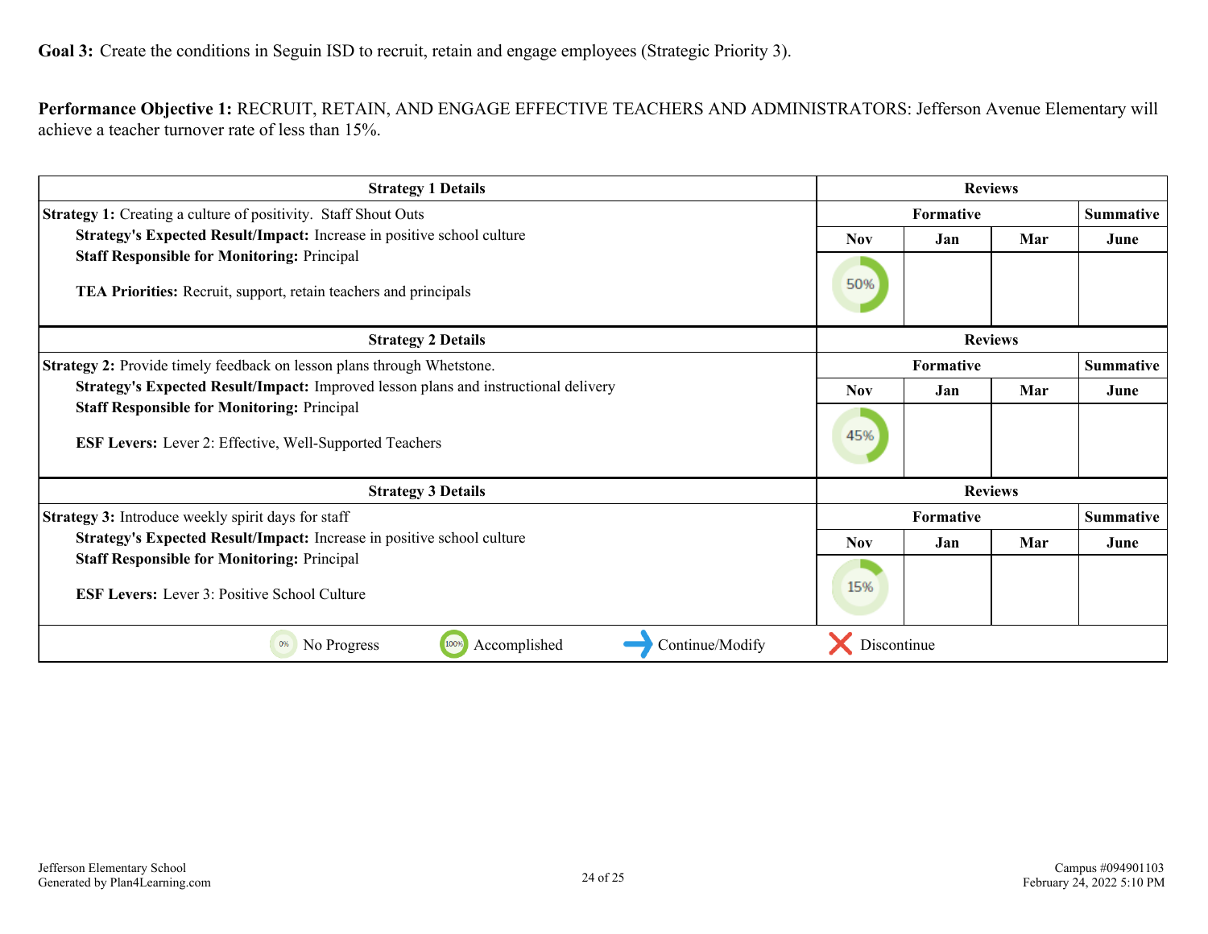**Goal 3:** Create the conditions in Seguin ISD to recruit, retain and engage employees (Strategic Priority 3).

**Performance Objective 1:** RECRUIT, RETAIN, AND ENGAGE EFFECTIVE TEACHERS AND ADMINISTRATORS: Jefferson Avenue Elementary will achieve a teacher turnover rate of less than 15%.

| Strategy 1 Details | Reviews | | | |
|---|---|---|---|---|
| **Strategy 1:** Creating a culture of positivity. Staff Shout Outs | Formative | | | Summative |
| **Strategy's Expected Result/Impact:** Increase in positive school culture<br>**Staff Responsible for Monitoring:** Principal<br>**TEA Priorities:** Recruit, support, retain teachers and principals | Nov | Jan | Mar | June |
| | 50% | | | |

| Strategy 2 Details | Reviews | | | |
|---|---|---|---|---|
| **Strategy 2:** Provide timely feedback on lesson plans through Whetstone. | Formative | | | Summative |
| **Strategy's Expected Result/Impact:** Improved lesson plans and instructional delivery<br>**Staff Responsible for Monitoring:** Principal<br>**ESF Levers:** Lever 2: Effective, Well-Supported Teachers | Nov | Jan | Mar | June |
| | 45% | | | |

| Strategy 3 Details | Reviews | | | |
|---|---|---|---|---|
| **Strategy 3:** Introduce weekly spirit days for staff | Formative | | | Summative |
| **Strategy's Expected Result/Impact:** Increase in positive school culture<br>**Staff Responsible for Monitoring:** Principal<br>**ESF Levers:** Lever 3: Positive School Culture | Nov | Jan | Mar | June |
| | 15% | | | |

0% No Progress | 100% Accomplished | Continue/Modify | Discontinue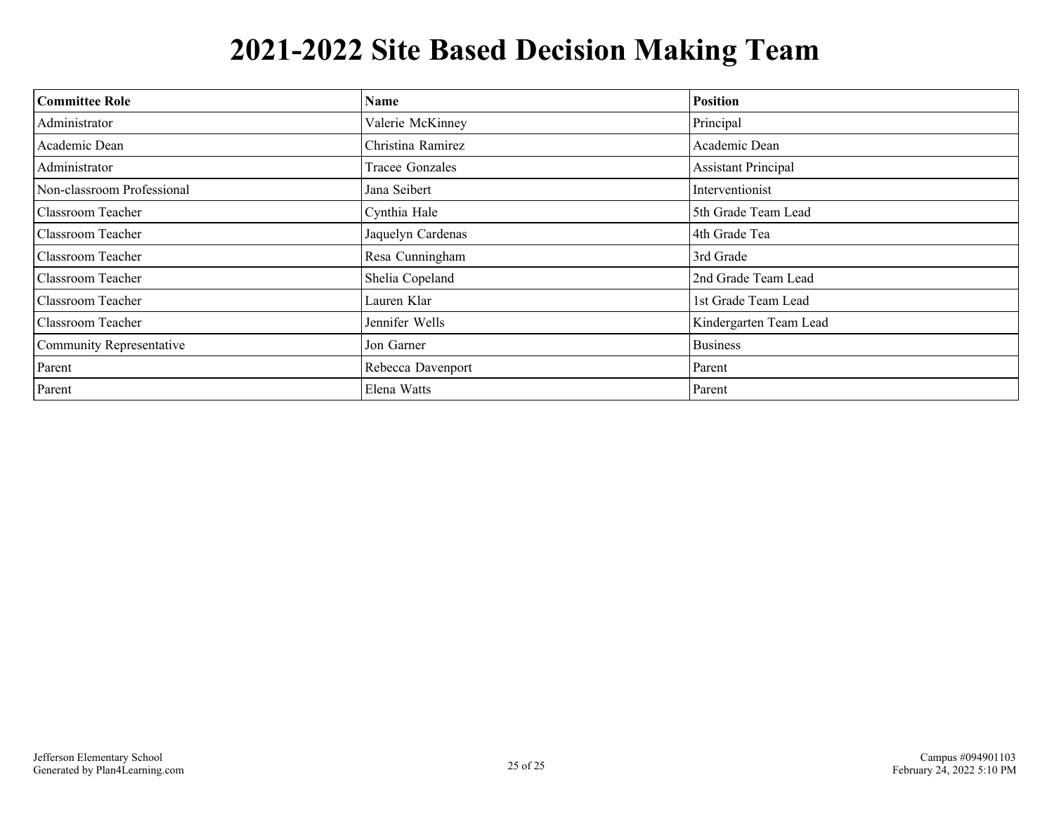# 2021-2022 Site Based Decision Making Team

| Committee Role | Name | Position |
|---|---|---|
| Administrator | Valerie McKinney | Principal |
| Academic Dean | Christina Ramirez | Academic Dean |
| Administrator | Tracee Gonzales | Assistant Principal |
| Non-classroom Professional | Jana Seibert | Interventionist |
| Classroom Teacher | Cynthia Hale | 5th Grade Team Lead |
| Classroom Teacher | Jaquelyn Cardenas | 4th Grade Tea |
| Classroom Teacher | Resa Cunningham | 3rd Grade |
| Classroom Teacher | Shelia Copeland | 2nd Grade Team Lead |
| Classroom Teacher | Lauren Klar | 1st Grade Team Lead |
| Classroom Teacher | Jennifer Wells | Kindergarten Team Lead |
| Community Representative | Jon Garner | Business |
| Parent | Rebecca Davenport | Parent |
| Parent | Elena Watts | Parent |